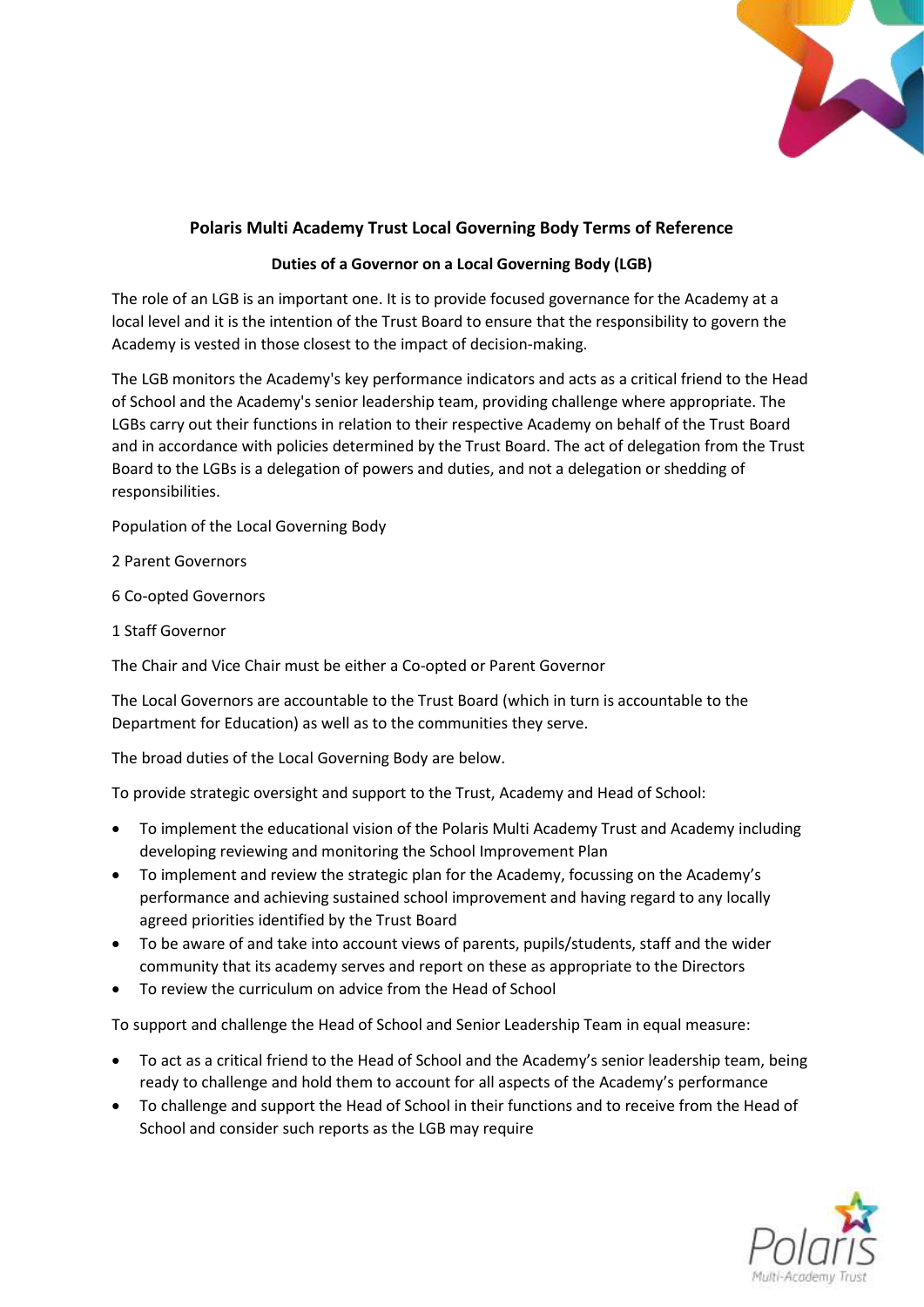# Polaris Multi Academy Trust Local Governing Body Terms of Reference

## Duties of a Governor on a Local Governing Body (LGB)

The role of an LGB is an important one. It is to provide focused governance for the Academy at a local level and it is the intention of the Trust Board to ensure that the responsibility to govern the Academy is vested in those closest to the impact of decision-making.

The LGB monitors the Academy's key performance indicators and acts as a critical friend to the Head of School and the Academy's senior leadership team, providing challenge where appropriate. The LGBs carry out their functions in relation to their respective Academy on behalf of the Trust Board and in accordance with policies determined by the Trust Board. The act of delegation from the Trust Board to the LGBs is a delegation of powers and duties, and not a delegation or shedding of responsibilities.

Population of the Local Governing Body

2 Parent Governors

6 Co-opted Governors

1 Staff Governor

The Chair and Vice Chair must be either a Co-opted or Parent Governor

The Local Governors are accountable to the Trust Board (which in turn is accountable to the Department for Education) as well as to the communities they serve.

The broad duties of the Local Governing Body are below.

To provide strategic oversight and support to the Trust, Academy and Head of School:

- To implement the educational vision of the Polaris Multi Academy Trust and Academy including developing reviewing and monitoring the School Improvement Plan
- To implement and review the strategic plan for the Academy, focussing on the Academy's performance and achieving sustained school improvement and having regard to any locally agreed priorities identified by the Trust Board
- To be aware of and take into account views of parents, pupils/students, staff and the wider community that its academy serves and report on these as appropriate to the Directors
- To review the curriculum on advice from the Head of School

To support and challenge the Head of School and Senior Leadership Team in equal measure:

- To act as a critical friend to the Head of School and the Academy's senior leadership team, being ready to challenge and hold them to account for all aspects of the Academy's performance
- To challenge and support the Head of School in their functions and to receive from the Head of School and consider such reports as the LGB may require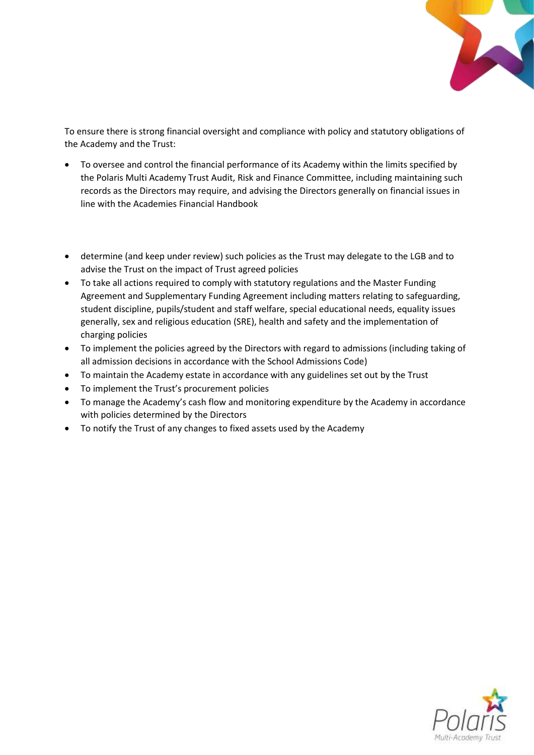To ensure there is strong financial oversight and compliance with policy and statutory obligations of the Academy and the Trust:

- To oversee and control the financial performance of its Academy within the limits specified by the Polaris Multi Academy Trust Audit, Risk and Finance Committee, including maintaining such records as the Directors may require, and advising the Directors generally on financial issues in line with the Academies Financial Handbook

- determine (and keep under review) such policies as the Trust may delegate to the LGB and to advise the Trust on the impact of Trust agreed policies
- To take all actions required to comply with statutory regulations and the Master Funding Agreement and Supplementary Funding Agreement including matters relating to safeguarding, student discipline, pupils/student and staff welfare, special educational needs, equality issues generally, sex and religious education (SRE), health and safety and the implementation of charging policies
- To implement the policies agreed by the Directors with regard to admissions (including taking of all admission decisions in accordance with the School Admissions Code)
- To maintain the Academy estate in accordance with any guidelines set out by the Trust
- To implement the Trust's procurement policies
- To manage the Academy's cash flow and monitoring expenditure by the Academy in accordance with policies determined by the Directors
- To notify the Trust of any changes to fixed assets used by the Academy